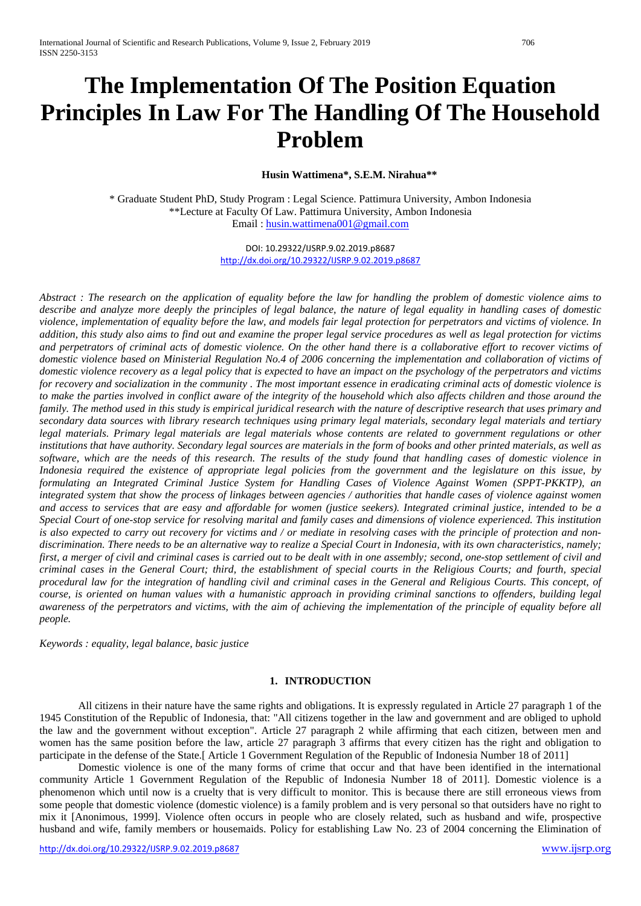# The Implementation Of The Position Equation Principles In Law For The Handling Of The Household Problem

**Husin Wattimena\*, S.E.M. Nirahua\*\***

\* Graduate Student PhD, Study Program : Legal Science. Pattimura University, Ambon Indonesia
\*\*Lecture at Faculty Of Law. Pattimura University, Ambon Indonesia
Email : husin.wattimena001@gmail.com

DOI: 10.29322/IJSRP.9.02.2019.p8687
http://dx.doi.org/10.29322/IJSRP.9.02.2019.p8687

*Abstract : The research on the application of equality before the law for handling the problem of domestic violence aims to describe and analyze more deeply the principles of legal balance, the nature of legal equality in handling cases of domestic violence, implementation of equality before the law, and models fair legal protection for perpetrators and victims of violence. In addition, this study also aims to find out and examine the proper legal service procedures as well as legal protection for victims and perpetrators of criminal acts of domestic violence. On the other hand there is a collaborative effort to recover victims of domestic violence based on Ministerial Regulation No.4 of 2006 concerning the implementation and collaboration of victims of domestic violence recovery as a legal policy that is expected to have an impact on the psychology of the perpetrators and victims for recovery and socialization in the community . The most important essence in eradicating criminal acts of domestic violence is to make the parties involved in conflict aware of the integrity of the household which also affects children and those around the family. The method used in this study is empirical juridical research with the nature of descriptive research that uses primary and secondary data sources with library research techniques using primary legal materials, secondary legal materials and tertiary legal materials. Primary legal materials are legal materials whose contents are related to government regulations or other institutions that have authority. Secondary legal sources are materials in the form of books and other printed materials, as well as software, which are the needs of this research. The results of the study found that handling cases of domestic violence in Indonesia required the existence of appropriate legal policies from the government and the legislature on this issue, by formulating an Integrated Criminal Justice System for Handling Cases of Violence Against Women (SPPT-PKKTP), an integrated system that show the process of linkages between agencies / authorities that handle cases of violence against women and access to services that are easy and affordable for women (justice seekers). Integrated criminal justice, intended to be a Special Court of one-stop service for resolving marital and family cases and dimensions of violence experienced. This institution is also expected to carry out recovery for victims and / or mediate in resolving cases with the principle of protection and non-discrimination. There needs to be an alternative way to realize a Special Court in Indonesia, with its own characteristics, namely; first, a merger of civil and criminal cases is carried out to be dealt with in one assembly; second, one-stop settlement of civil and criminal cases in the General Court; third, the establishment of special courts in the Religious Courts; and fourth, special procedural law for the integration of handling civil and criminal cases in the General and Religious Courts. This concept, of course, is oriented on human values with a humanistic approach in providing criminal sanctions to offenders, building legal awareness of the perpetrators and victims, with the aim of achieving the implementation of the principle of equality before all people.*

*Keywords : equality, legal balance, basic justice*

## 1. INTRODUCTION

All citizens in their nature have the same rights and obligations. It is expressly regulated in Article 27 paragraph 1 of the 1945 Constitution of the Republic of Indonesia, that: "All citizens together in the law and government and are obliged to uphold the law and the government without exception". Article 27 paragraph 2 while affirming that each citizen, between men and women has the same position before the law, article 27 paragraph 3 affirms that every citizen has the right and obligation to participate in the defense of the State.[ Article 1 Government Regulation of the Republic of Indonesia Number 18 of 2011]

Domestic violence is one of the many forms of crime that occur and that have been identified in the international community Article 1 Government Regulation of the Republic of Indonesia Number 18 of 2011]. Domestic violence is a phenomenon which until now is a cruelty that is very difficult to monitor. This is because there are still erroneous views from some people that domestic violence (domestic violence) is a family problem and is very personal so that outsiders have no right to mix it [Anonimous, 1999]. Violence often occurs in people who are closely related, such as husband and wife, prospective husband and wife, family members or housemaids. Policy for establishing Law No. 23 of 2004 concerning the Elimination of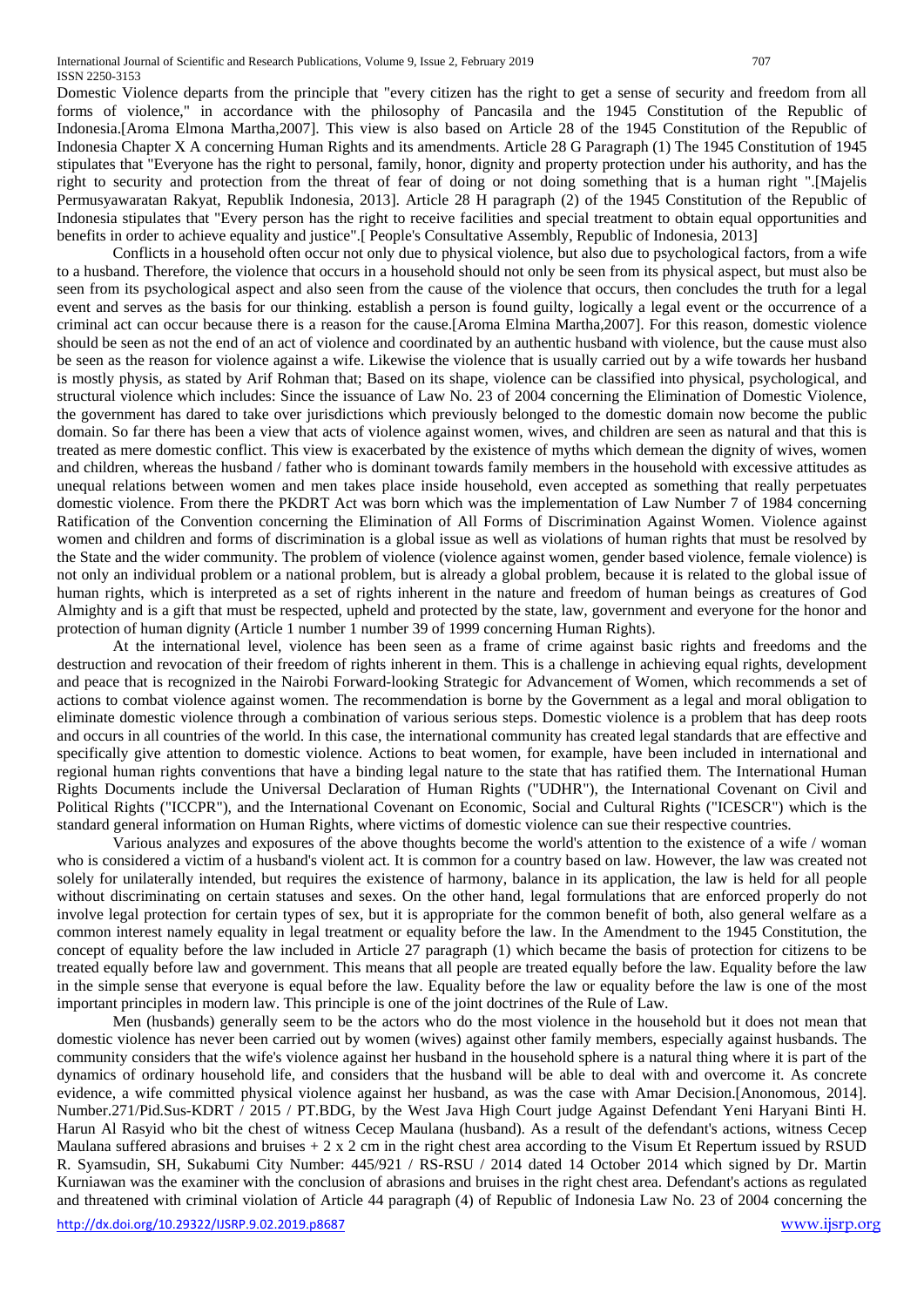Domestic Violence departs from the principle that "every citizen has the right to get a sense of security and freedom from all forms of violence," in accordance with the philosophy of Pancasila and the 1945 Constitution of the Republic of Indonesia.[Aroma Elmona Martha,2007]. This view is also based on Article 28 of the 1945 Constitution of the Republic of Indonesia Chapter X A concerning Human Rights and its amendments. Article 28 G Paragraph (1) The 1945 Constitution of 1945 stipulates that "Everyone has the right to personal, family, honor, dignity and property protection under his authority, and has the right to security and protection from the threat of fear of doing or not doing something that is a human right ".[Majelis Permusyawaratan Rakyat, Republik Indonesia, 2013]. Article 28 H paragraph (2) of the 1945 Constitution of the Republic of Indonesia stipulates that "Every person has the right to receive facilities and special treatment to obtain equal opportunities and benefits in order to achieve equality and justice".[ People's Consultative Assembly, Republic of Indonesia, 2013]

Conflicts in a household often occur not only due to physical violence, but also due to psychological factors, from a wife to a husband. Therefore, the violence that occurs in a household should not only be seen from its physical aspect, but must also be seen from its psychological aspect and also seen from the cause of the violence that occurs, then concludes the truth for a legal event and serves as the basis for our thinking. establish a person is found guilty, logically a legal event or the occurrence of a criminal act can occur because there is a reason for the cause.[Aroma Elmina Martha,2007]. For this reason, domestic violence should be seen as not the end of an act of violence and coordinated by an authentic husband with violence, but the cause must also be seen as the reason for violence against a wife. Likewise the violence that is usually carried out by a wife towards her husband is mostly physis, as stated by Arif Rohman that; Based on its shape, violence can be classified into physical, psychological, and structural violence which includes: Since the issuance of Law No. 23 of 2004 concerning the Elimination of Domestic Violence, the government has dared to take over jurisdictions which previously belonged to the domestic domain now become the public domain. So far there has been a view that acts of violence against women, wives, and children are seen as natural and that this is treated as mere domestic conflict. This view is exacerbated by the existence of myths which demean the dignity of wives, women and children, whereas the husband / father who is dominant towards family members in the household with excessive attitudes as unequal relations between women and men takes place inside household, even accepted as something that really perpetuates domestic violence. From there the PKDRT Act was born which was the implementation of Law Number 7 of 1984 concerning Ratification of the Convention concerning the Elimination of All Forms of Discrimination Against Women. Violence against women and children and forms of discrimination is a global issue as well as violations of human rights that must be resolved by the State and the wider community. The problem of violence (violence against women, gender based violence, female violence) is not only an individual problem or a national problem, but is already a global problem, because it is related to the global issue of human rights, which is interpreted as a set of rights inherent in the nature and freedom of human beings as creatures of God Almighty and is a gift that must be respected, upheld and protected by the state, law, government and everyone for the honor and protection of human dignity (Article 1 number 1 number 39 of 1999 concerning Human Rights).

At the international level, violence has been seen as a frame of crime against basic rights and freedoms and the destruction and revocation of their freedom of rights inherent in them. This is a challenge in achieving equal rights, development and peace that is recognized in the Nairobi Forward-looking Strategic for Advancement of Women, which recommends a set of actions to combat violence against women. The recommendation is borne by the Government as a legal and moral obligation to eliminate domestic violence through a combination of various serious steps. Domestic violence is a problem that has deep roots and occurs in all countries of the world. In this case, the international community has created legal standards that are effective and specifically give attention to domestic violence. Actions to beat women, for example, have been included in international and regional human rights conventions that have a binding legal nature to the state that has ratified them. The International Human Rights Documents include the Universal Declaration of Human Rights ("UDHR"), the International Covenant on Civil and Political Rights ("ICCPR"), and the International Covenant on Economic, Social and Cultural Rights ("ICESCR") which is the standard general information on Human Rights, where victims of domestic violence can sue their respective countries.

Various analyzes and exposures of the above thoughts become the world's attention to the existence of a wife / woman who is considered a victim of a husband's violent act. It is common for a country based on law. However, the law was created not solely for unilaterally intended, but requires the existence of harmony, balance in its application, the law is held for all people without discriminating on certain statuses and sexes. On the other hand, legal formulations that are enforced properly do not involve legal protection for certain types of sex, but it is appropriate for the common benefit of both, also general welfare as a common interest namely equality in legal treatment or equality before the law. In the Amendment to the 1945 Constitution, the concept of equality before the law included in Article 27 paragraph (1) which became the basis of protection for citizens to be treated equally before law and government. This means that all people are treated equally before the law. Equality before the law in the simple sense that everyone is equal before the law. Equality before the law or equality before the law is one of the most important principles in modern law. This principle is one of the joint doctrines of the Rule of Law.

Men (husbands) generally seem to be the actors who do the most violence in the household but it does not mean that domestic violence has never been carried out by women (wives) against other family members, especially against husbands. The community considers that the wife's violence against her husband in the household sphere is a natural thing where it is part of the dynamics of ordinary household life, and considers that the husband will be able to deal with and overcome it. As concrete evidence, a wife committed physical violence against her husband, as was the case with Amar Decision.[Anonomous, 2014]. Number.271/Pid.Sus-KDRT / 2015 / PT.BDG, by the West Java High Court judge Against Defendant Yeni Haryani Binti H. Harun Al Rasyid who bit the chest of witness Cecep Maulana (husband). As a result of the defendant's actions, witness Cecep Maulana suffered abrasions and bruises + 2 x 2 cm in the right chest area according to the Visum Et Repertum issued by RSUD R. Syamsudin, SH, Sukabumi City Number: 445/921 / RS-RSU / 2014 dated 14 October 2014 which signed by Dr. Martin Kurniawan was the examiner with the conclusion of abrasions and bruises in the right chest area. Defendant's actions as regulated and threatened with criminal violation of Article 44 paragraph (4) of Republic of Indonesia Law No. 23 of 2004 concerning the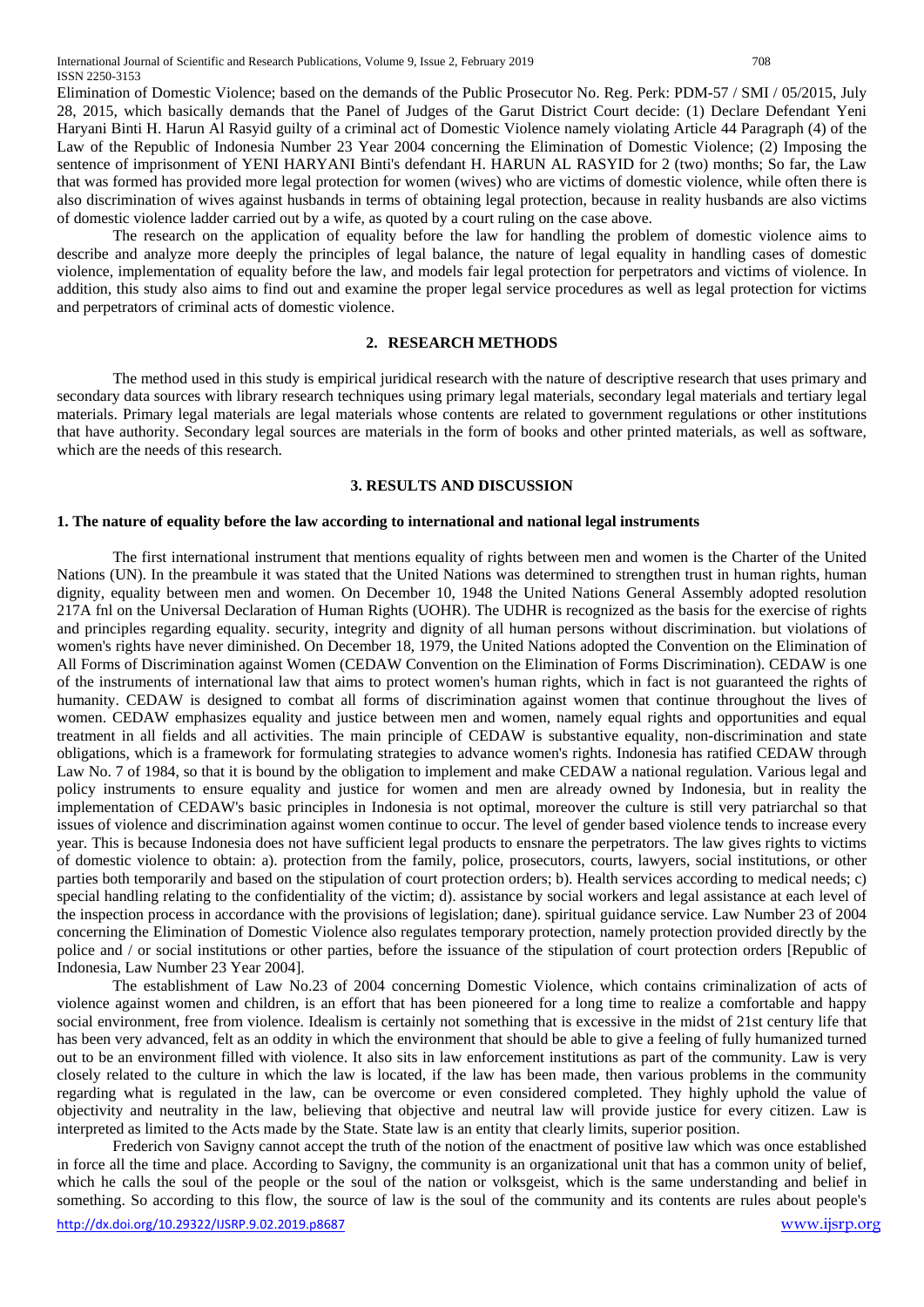Elimination of Domestic Violence; based on the demands of the Public Prosecutor No. Reg. Perk: PDM-57 / SMI / 05/2015, July 28, 2015, which basically demands that the Panel of Judges of the Garut District Court decide: (1) Declare Defendant Yeni Haryani Binti H. Harun Al Rasyid guilty of a criminal act of Domestic Violence namely violating Article 44 Paragraph (4) of the Law of the Republic of Indonesia Number 23 Year 2004 concerning the Elimination of Domestic Violence; (2) Imposing the sentence of imprisonment of YENI HARYANI Binti's defendant H. HARUN AL RASYID for 2 (two) months; So far, the Law that was formed has provided more legal protection for women (wives) who are victims of domestic violence, while often there is also discrimination of wives against husbands in terms of obtaining legal protection, because in reality husbands are also victims of domestic violence ladder carried out by a wife, as quoted by a court ruling on the case above.

The research on the application of equality before the law for handling the problem of domestic violence aims to describe and analyze more deeply the principles of legal balance, the nature of legal equality in handling cases of domestic violence, implementation of equality before the law, and models fair legal protection for perpetrators and victims of violence. In addition, this study also aims to find out and examine the proper legal service procedures as well as legal protection for victims and perpetrators of criminal acts of domestic violence.

## 2. RESEARCH METHODS

The method used in this study is empirical juridical research with the nature of descriptive research that uses primary and secondary data sources with library research techniques using primary legal materials, secondary legal materials and tertiary legal materials. Primary legal materials are legal materials whose contents are related to government regulations or other institutions that have authority. Secondary legal sources are materials in the form of books and other printed materials, as well as software, which are the needs of this research.

## 3. RESULTS AND DISCUSSION

### 1. The nature of equality before the law according to international and national legal instruments

The first international instrument that mentions equality of rights between men and women is the Charter of the United Nations (UN). In the preambule it was stated that the United Nations was determined to strengthen trust in human rights, human dignity, equality between men and women. On December 10, 1948 the United Nations General Assembly adopted resolution 217A fnl on the Universal Declaration of Human Rights (UOHR). The UDHR is recognized as the basis for the exercise of rights and principles regarding equality. security, integrity and dignity of all human persons without discrimination. but violations of women's rights have never diminished. On December 18, 1979, the United Nations adopted the Convention on the Elimination of All Forms of Discrimination against Women (CEDAW Convention on the Elimination of Forms Discrimination). CEDAW is one of the instruments of international law that aims to protect women's human rights, which in fact is not guaranteed the rights of humanity. CEDAW is designed to combat all forms of discrimination against women that continue throughout the lives of women. CEDAW emphasizes equality and justice between men and women, namely equal rights and opportunities and equal treatment in all fields and all activities. The main principle of CEDAW is substantive equality, non-discrimination and state obligations, which is a framework for formulating strategies to advance women's rights. Indonesia has ratified CEDAW through Law No. 7 of 1984, so that it is bound by the obligation to implement and make CEDAW a national regulation. Various legal and policy instruments to ensure equality and justice for women and men are already owned by Indonesia, but in reality the implementation of CEDAW's basic principles in Indonesia is not optimal, moreover the culture is still very patriarchal so that issues of violence and discrimination against women continue to occur. The level of gender based violence tends to increase every year. This is because Indonesia does not have sufficient legal products to ensnare the perpetrators. The law gives rights to victims of domestic violence to obtain: a). protection from the family, police, prosecutors, courts, lawyers, social institutions, or other parties both temporarily and based on the stipulation of court protection orders; b). Health services according to medical needs; c) special handling relating to the confidentiality of the victim; d). assistance by social workers and legal assistance at each level of the inspection process in accordance with the provisions of legislation; dane). spiritual guidance service. Law Number 23 of 2004 concerning the Elimination of Domestic Violence also regulates temporary protection, namely protection provided directly by the police and / or social institutions or other parties, before the issuance of the stipulation of court protection orders [Republic of Indonesia, Law Number 23 Year 2004].

The establishment of Law No.23 of 2004 concerning Domestic Violence, which contains criminalization of acts of violence against women and children, is an effort that has been pioneered for a long time to realize a comfortable and happy social environment, free from violence. Idealism is certainly not something that is excessive in the midst of 21st century life that has been very advanced, felt as an oddity in which the environment that should be able to give a feeling of fully humanized turned out to be an environment filled with violence. It also sits in law enforcement institutions as part of the community. Law is very closely related to the culture in which the law is located, if the law has been made, then various problems in the community regarding what is regulated in the law, can be overcome or even considered completed. They highly uphold the value of objectivity and neutrality in the law, believing that objective and neutral law will provide justice for every citizen. Law is interpreted as limited to the Acts made by the State. State law is an entity that clearly limits, superior position.

Frederich von Savigny cannot accept the truth of the notion of the enactment of positive law which was once established in force all the time and place. According to Savigny, the community is an organizational unit that has a common unity of belief, which he calls the soul of the people or the soul of the nation or volksgeist, which is the same understanding and belief in something. So according to this flow, the source of law is the soul of the community and its contents are rules about people's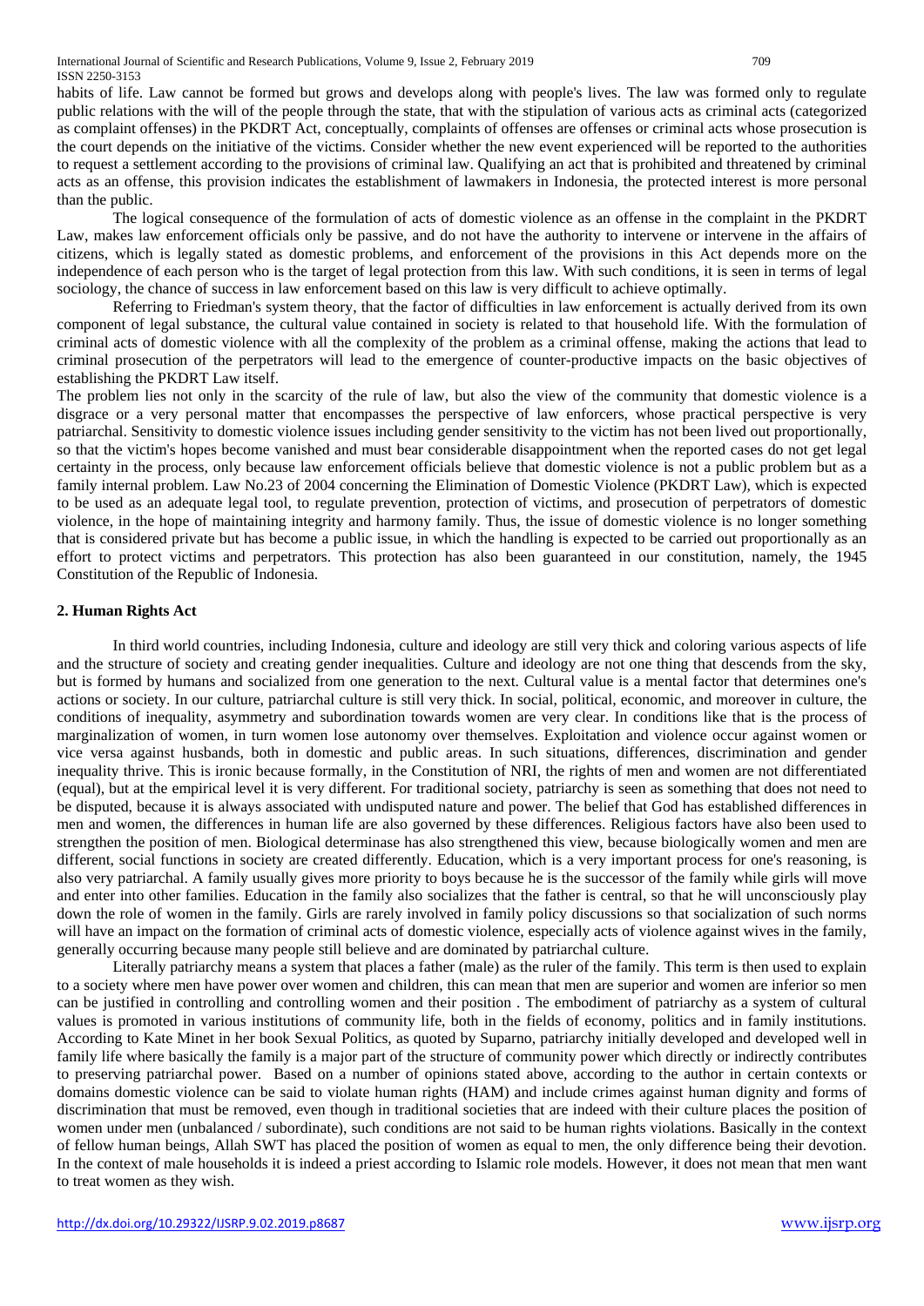habits of life. Law cannot be formed but grows and develops along with people's lives. The law was formed only to regulate public relations with the will of the people through the state, that with the stipulation of various acts as criminal acts (categorized as complaint offenses) in the PKDRT Act, conceptually, complaints of offenses are offenses or criminal acts whose prosecution is the court depends on the initiative of the victims. Consider whether the new event experienced will be reported to the authorities to request a settlement according to the provisions of criminal law. Qualifying an act that is prohibited and threatened by criminal acts as an offense, this provision indicates the establishment of lawmakers in Indonesia, the protected interest is more personal than the public.

The logical consequence of the formulation of acts of domestic violence as an offense in the complaint in the PKDRT Law, makes law enforcement officials only be passive, and do not have the authority to intervene or intervene in the affairs of citizens, which is legally stated as domestic problems, and enforcement of the provisions in this Act depends more on the independence of each person who is the target of legal protection from this law. With such conditions, it is seen in terms of legal sociology, the chance of success in law enforcement based on this law is very difficult to achieve optimally.

Referring to Friedman's system theory, that the factor of difficulties in law enforcement is actually derived from its own component of legal substance, the cultural value contained in society is related to that household life. With the formulation of criminal acts of domestic violence with all the complexity of the problem as a criminal offense, making the actions that lead to criminal prosecution of the perpetrators will lead to the emergence of counter-productive impacts on the basic objectives of establishing the PKDRT Law itself.

The problem lies not only in the scarcity of the rule of law, but also the view of the community that domestic violence is a disgrace or a very personal matter that encompasses the perspective of law enforcers, whose practical perspective is very patriarchal. Sensitivity to domestic violence issues including gender sensitivity to the victim has not been lived out proportionally, so that the victim's hopes become vanished and must bear considerable disappointment when the reported cases do not get legal certainty in the process, only because law enforcement officials believe that domestic violence is not a public problem but as a family internal problem. Law No.23 of 2004 concerning the Elimination of Domestic Violence (PKDRT Law), which is expected to be used as an adequate legal tool, to regulate prevention, protection of victims, and prosecution of perpetrators of domestic violence, in the hope of maintaining integrity and harmony family. Thus, the issue of domestic violence is no longer something that is considered private but has become a public issue, in which the handling is expected to be carried out proportionally as an effort to protect victims and perpetrators. This protection has also been guaranteed in our constitution, namely, the 1945 Constitution of the Republic of Indonesia.

## 2. Human Rights Act

In third world countries, including Indonesia, culture and ideology are still very thick and coloring various aspects of life and the structure of society and creating gender inequalities. Culture and ideology are not one thing that descends from the sky, but is formed by humans and socialized from one generation to the next. Cultural value is a mental factor that determines one's actions or society. In our culture, patriarchal culture is still very thick. In social, political, economic, and moreover in culture, the conditions of inequality, asymmetry and subordination towards women are very clear. In conditions like that is the process of marginalization of women, in turn women lose autonomy over themselves. Exploitation and violence occur against women or vice versa against husbands, both in domestic and public areas. In such situations, differences, discrimination and gender inequality thrive. This is ironic because formally, in the Constitution of NRI, the rights of men and women are not differentiated (equal), but at the empirical level it is very different. For traditional society, patriarchy is seen as something that does not need to be disputed, because it is always associated with undisputed nature and power. The belief that God has established differences in men and women, the differences in human life are also governed by these differences. Religious factors have also been used to strengthen the position of men. Biological determinase has also strengthened this view, because biologically women and men are different, social functions in society are created differently. Education, which is a very important process for one's reasoning, is also very patriarchal. A family usually gives more priority to boys because he is the successor of the family while girls will move and enter into other families. Education in the family also socializes that the father is central, so that he will unconsciously play down the role of women in the family. Girls are rarely involved in family policy discussions so that socialization of such norms will have an impact on the formation of criminal acts of domestic violence, especially acts of violence against wives in the family, generally occurring because many people still believe and are dominated by patriarchal culture.

Literally patriarchy means a system that places a father (male) as the ruler of the family. This term is then used to explain to a society where men have power over women and children, this can mean that men are superior and women are inferior so men can be justified in controlling and controlling women and their position . The embodiment of patriarchy as a system of cultural values is promoted in various institutions of community life, both in the fields of economy, politics and in family institutions. According to Kate Minet in her book Sexual Politics, as quoted by Suparno, patriarchy initially developed and developed well in family life where basically the family is a major part of the structure of community power which directly or indirectly contributes to preserving patriarchal power. Based on a number of opinions stated above, according to the author in certain contexts or domains domestic violence can be said to violate human rights (HAM) and include crimes against human dignity and forms of discrimination that must be removed, even though in traditional societies that are indeed with their culture places the position of women under men (unbalanced / subordinate), such conditions are not said to be human rights violations. Basically in the context of fellow human beings, Allah SWT has placed the position of women as equal to men, the only difference being their devotion. In the context of male households it is indeed a priest according to Islamic role models. However, it does not mean that men want to treat women as they wish.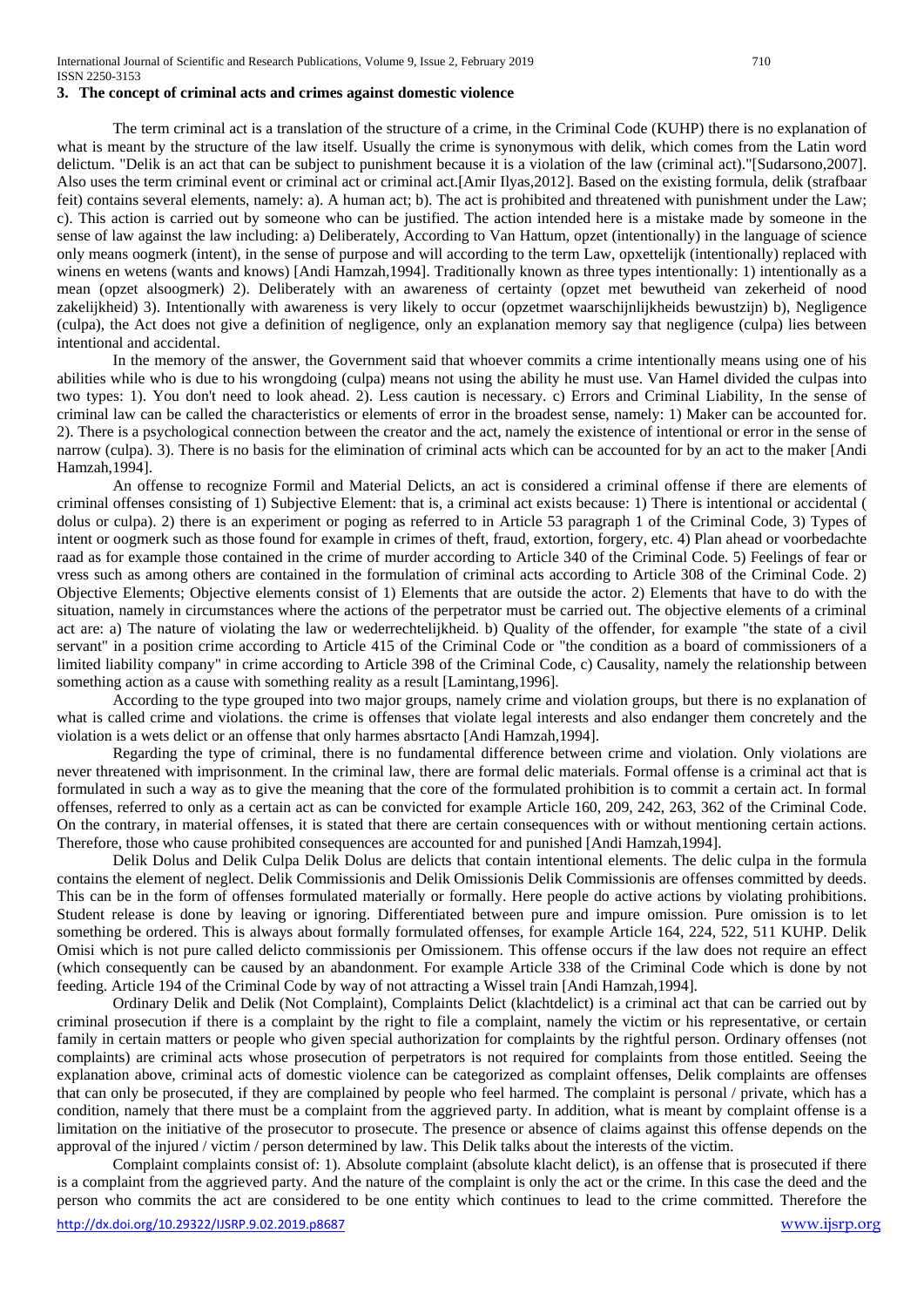### 3. The concept of criminal acts and crimes against domestic violence

The term criminal act is a translation of the structure of a crime, in the Criminal Code (KUHP) there is no explanation of what is meant by the structure of the law itself. Usually the crime is synonymous with delik, which comes from the Latin word delictum. "Delik is an act that can be subject to punishment because it is a violation of the law (criminal act)."[Sudarsono,2007]. Also uses the term criminal event or criminal act or criminal act.[Amir Ilyas,2012]. Based on the existing formula, delik (strafbaar feit) contains several elements, namely: a). A human act; b). The act is prohibited and threatened with punishment under the Law; c). This action is carried out by someone who can be justified. The action intended here is a mistake made by someone in the sense of law against the law including: a) Deliberately, According to Van Hattum, opzet (intentionally) in the language of science only means oogmerk (intent), in the sense of purpose and will according to the term Law, opxettelijk (intentionally) replaced with winens en wetens (wants and knows) [Andi Hamzah,1994]. Traditionally known as three types intentionally: 1) intentionally as a mean (opzet alsoogmerk) 2). Deliberately with an awareness of certainty (opzet met bewutheid van zekerheid of nood zakelijkheid) 3). Intentionally with awareness is very likely to occur (opzetmet waarschijnlijkheids bewustzijn) b), Negligence (culpa), the Act does not give a definition of negligence, only an explanation memory say that negligence (culpa) lies between intentional and accidental.

In the memory of the answer, the Government said that whoever commits a crime intentionally means using one of his abilities while who is due to his wrongdoing (culpa) means not using the ability he must use. Van Hamel divided the culpas into two types: 1). You don't need to look ahead. 2). Less caution is necessary. c) Errors and Criminal Liability, In the sense of criminal law can be called the characteristics or elements of error in the broadest sense, namely: 1) Maker can be accounted for. 2). There is a psychological connection between the creator and the act, namely the existence of intentional or error in the sense of narrow (culpa). 3). There is no basis for the elimination of criminal acts which can be accounted for by an act to the maker [Andi Hamzah,1994].

An offense to recognize Formil and Material Delicts, an act is considered a criminal offense if there are elements of criminal offenses consisting of 1) Subjective Element: that is, a criminal act exists because: 1) There is intentional or accidental ( dolus or culpa). 2) there is an experiment or poging as referred to in Article 53 paragraph 1 of the Criminal Code, 3) Types of intent or oogmerk such as those found for example in crimes of theft, fraud, extortion, forgery, etc. 4) Plan ahead or voorbedachte raad as for example those contained in the crime of murder according to Article 340 of the Criminal Code. 5) Feelings of fear or vress such as among others are contained in the formulation of criminal acts according to Article 308 of the Criminal Code. 2) Objective Elements; Objective elements consist of 1) Elements that are outside the actor. 2) Elements that have to do with the situation, namely in circumstances where the actions of the perpetrator must be carried out. The objective elements of a criminal act are: a) The nature of violating the law or wederrechtelijkheid. b) Quality of the offender, for example "the state of a civil servant" in a position crime according to Article 415 of the Criminal Code or "the condition as a board of commissioners of a limited liability company" in crime according to Article 398 of the Criminal Code, c) Causality, namely the relationship between something action as a cause with something reality as a result [Lamintang,1996].

According to the type grouped into two major groups, namely crime and violation groups, but there is no explanation of what is called crime and violations. the crime is offenses that violate legal interests and also endanger them concretely and the violation is a wets delict or an offense that only harmes absrtacto [Andi Hamzah,1994].

Regarding the type of criminal, there is no fundamental difference between crime and violation. Only violations are never threatened with imprisonment. In the criminal law, there are formal delic materials. Formal offense is a criminal act that is formulated in such a way as to give the meaning that the core of the formulated prohibition is to commit a certain act. In formal offenses, referred to only as a certain act as can be convicted for example Article 160, 209, 242, 263, 362 of the Criminal Code. On the contrary, in material offenses, it is stated that there are certain consequences with or without mentioning certain actions. Therefore, those who cause prohibited consequences are accounted for and punished [Andi Hamzah,1994].

Delik Dolus and Delik Culpa Delik Dolus are delicts that contain intentional elements. The delic culpa in the formula contains the element of neglect. Delik Commissionis and Delik Omissionis Delik Commissionis are offenses committed by deeds. This can be in the form of offenses formulated materially or formally. Here people do active actions by violating prohibitions. Student release is done by leaving or ignoring. Differentiated between pure and impure omission. Pure omission is to let something be ordered. This is always about formally formulated offenses, for example Article 164, 224, 522, 511 KUHP. Delik Omisi which is not pure called delicto commissionis per Omissionem. This offense occurs if the law does not require an effect (which consequently can be caused by an abandonment. For example Article 338 of the Criminal Code which is done by not feeding. Article 194 of the Criminal Code by way of not attracting a Wissel train [Andi Hamzah,1994].

Ordinary Delik and Delik (Not Complaint), Complaints Delict (klachtdelict) is a criminal act that can be carried out by criminal prosecution if there is a complaint by the right to file a complaint, namely the victim or his representative, or certain family in certain matters or people who given special authorization for complaints by the rightful person. Ordinary offenses (not complaints) are criminal acts whose prosecution of perpetrators is not required for complaints from those entitled. Seeing the explanation above, criminal acts of domestic violence can be categorized as complaint offenses, Delik complaints are offenses that can only be prosecuted, if they are complained by people who feel harmed. The complaint is personal / private, which has a condition, namely that there must be a complaint from the aggrieved party. In addition, what is meant by complaint offense is a limitation on the initiative of the prosecutor to prosecute. The presence or absence of claims against this offense depends on the approval of the injured / victim / person determined by law. This Delik talks about the interests of the victim.

Complaint complaints consist of: 1). Absolute complaint (absolute klacht delict), is an offense that is prosecuted if there is a complaint from the aggrieved party. And the nature of the complaint is only the act or the crime. In this case the deed and the person who commits the act are considered to be one entity which continues to lead to the crime committed. Therefore the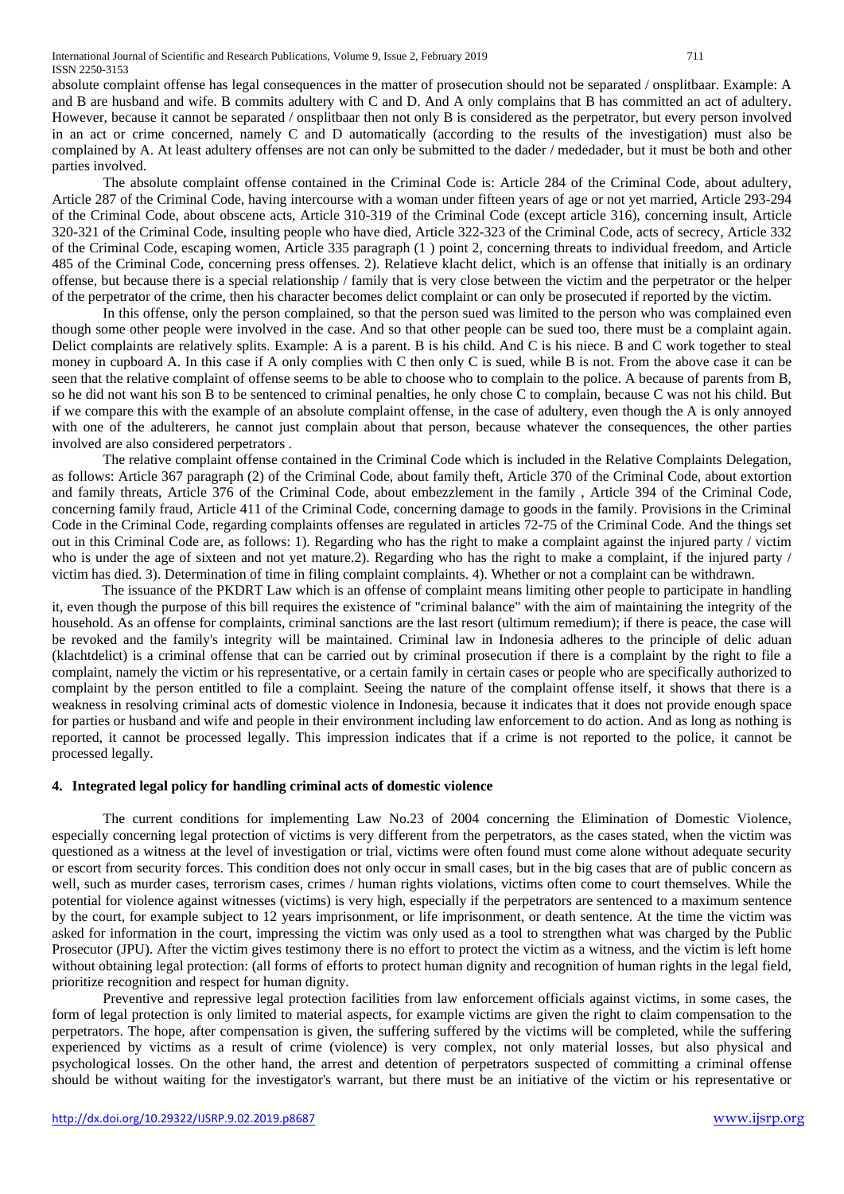absolute complaint offense has legal consequences in the matter of prosecution should not be separated / onsplitbaar. Example: A and B are husband and wife. B commits adultery with C and D. And A only complains that B has committed an act of adultery. However, because it cannot be separated / onsplitbaar then not only B is considered as the perpetrator, but every person involved in an act or crime concerned, namely C and D automatically (according to the results of the investigation) must also be complained by A. At least adultery offenses are not can only be submitted to the dader / mededader, but it must be both and other parties involved.

The absolute complaint offense contained in the Criminal Code is: Article 284 of the Criminal Code, about adultery, Article 287 of the Criminal Code, having intercourse with a woman under fifteen years of age or not yet married, Article 293-294 of the Criminal Code, about obscene acts, Article 310-319 of the Criminal Code (except article 316), concerning insult, Article 320-321 of the Criminal Code, insulting people who have died, Article 322-323 of the Criminal Code, acts of secrecy, Article 332 of the Criminal Code, escaping women, Article 335 paragraph (1 ) point 2, concerning threats to individual freedom, and Article 485 of the Criminal Code, concerning press offenses. 2). Relatieve klacht delict, which is an offense that initially is an ordinary offense, but because there is a special relationship / family that is very close between the victim and the perpetrator or the helper of the perpetrator of the crime, then his character becomes delict complaint or can only be prosecuted if reported by the victim.

In this offense, only the person complained, so that the person sued was limited to the person who was complained even though some other people were involved in the case. And so that other people can be sued too, there must be a complaint again. Delict complaints are relatively splits. Example: A is a parent. B is his child. And C is his niece. B and C work together to steal money in cupboard A. In this case if A only complies with C then only C is sued, while B is not. From the above case it can be seen that the relative complaint of offense seems to be able to choose who to complain to the police. A because of parents from B, so he did not want his son B to be sentenced to criminal penalties, he only chose C to complain, because C was not his child. But if we compare this with the example of an absolute complaint offense, in the case of adultery, even though the A is only annoyed with one of the adulterers, he cannot just complain about that person, because whatever the consequences, the other parties involved are also considered perpetrators .

The relative complaint offense contained in the Criminal Code which is included in the Relative Complaints Delegation, as follows: Article 367 paragraph (2) of the Criminal Code, about family theft, Article 370 of the Criminal Code, about extortion and family threats, Article 376 of the Criminal Code, about embezzlement in the family , Article 394 of the Criminal Code, concerning family fraud, Article 411 of the Criminal Code, concerning damage to goods in the family. Provisions in the Criminal Code in the Criminal Code, regarding complaints offenses are regulated in articles 72-75 of the Criminal Code. And the things set out in this Criminal Code are, as follows: 1). Regarding who has the right to make a complaint against the injured party / victim who is under the age of sixteen and not yet mature.2). Regarding who has the right to make a complaint, if the injured party / victim has died. 3). Determination of time in filing complaint complaints. 4). Whether or not a complaint can be withdrawn.

The issuance of the PKDRT Law which is an offense of complaint means limiting other people to participate in handling it, even though the purpose of this bill requires the existence of "criminal balance" with the aim of maintaining the integrity of the household. As an offense for complaints, criminal sanctions are the last resort (ultimum remedium); if there is peace, the case will be revoked and the family's integrity will be maintained. Criminal law in Indonesia adheres to the principle of delic aduan (klachtdelict) is a criminal offense that can be carried out by criminal prosecution if there is a complaint by the right to file a complaint, namely the victim or his representative, or a certain family in certain cases or people who are specifically authorized to complaint by the person entitled to file a complaint. Seeing the nature of the complaint offense itself, it shows that there is a weakness in resolving criminal acts of domestic violence in Indonesia, because it indicates that it does not provide enough space for parties or husband and wife and people in their environment including law enforcement to do action. And as long as nothing is reported, it cannot be processed legally. This impression indicates that if a crime is not reported to the police, it cannot be processed legally.

### 4. Integrated legal policy for handling criminal acts of domestic violence

The current conditions for implementing Law No.23 of 2004 concerning the Elimination of Domestic Violence, especially concerning legal protection of victims is very different from the perpetrators, as the cases stated, when the victim was questioned as a witness at the level of investigation or trial, victims were often found must come alone without adequate security or escort from security forces. This condition does not only occur in small cases, but in the big cases that are of public concern as well, such as murder cases, terrorism cases, crimes / human rights violations, victims often come to court themselves. While the potential for violence against witnesses (victims) is very high, especially if the perpetrators are sentenced to a maximum sentence by the court, for example subject to 12 years imprisonment, or life imprisonment, or death sentence. At the time the victim was asked for information in the court, impressing the victim was only used as a tool to strengthen what was charged by the Public Prosecutor (JPU). After the victim gives testimony there is no effort to protect the victim as a witness, and the victim is left home without obtaining legal protection: (all forms of efforts to protect human dignity and recognition of human rights in the legal field, prioritize recognition and respect for human dignity.

Preventive and repressive legal protection facilities from law enforcement officials against victims, in some cases, the form of legal protection is only limited to material aspects, for example victims are given the right to claim compensation to the perpetrators. The hope, after compensation is given, the suffering suffered by the victims will be completed, while the suffering experienced by victims as a result of crime (violence) is very complex, not only material losses, but also physical and psychological losses. On the other hand, the arrest and detention of perpetrators suspected of committing a criminal offense should be without waiting for the investigator's warrant, but there must be an initiative of the victim or his representative or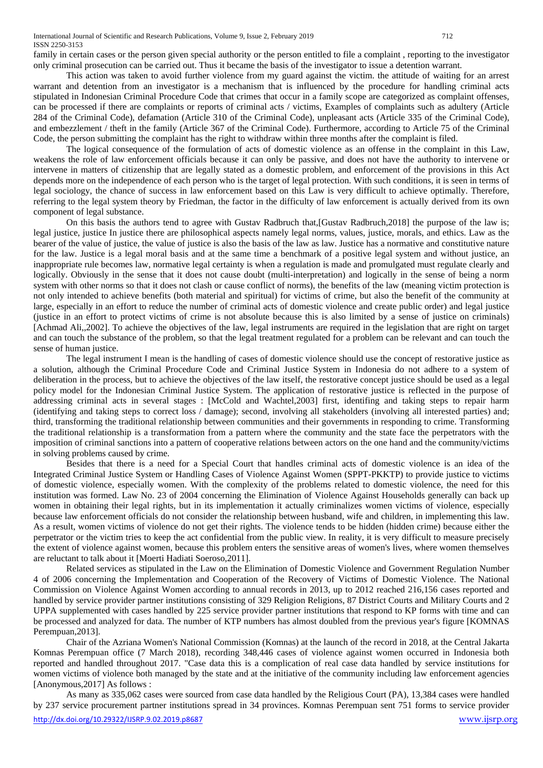family in certain cases or the person given special authority or the person entitled to file a complaint , reporting to the investigator only criminal prosecution can be carried out. Thus it became the basis of the investigator to issue a detention warrant.

This action was taken to avoid further violence from my guard against the victim. the attitude of waiting for an arrest warrant and detention from an investigator is a mechanism that is influenced by the procedure for handling criminal acts stipulated in Indonesian Criminal Procedure Code that crimes that occur in a family scope are categorized as complaint offenses, can be processed if there are complaints or reports of criminal acts / victims, Examples of complaints such as adultery (Article 284 of the Criminal Code), defamation (Article 310 of the Criminal Code), unpleasant acts (Article 335 of the Criminal Code), and embezzlement / theft in the family (Article 367 of the Criminal Code). Furthermore, according to Article 75 of the Criminal Code, the person submitting the complaint has the right to withdraw within three months after the complaint is filed.

The logical consequence of the formulation of acts of domestic violence as an offense in the complaint in this Law, weakens the role of law enforcement officials because it can only be passive, and does not have the authority to intervene or intervene in matters of citizenship that are legally stated as a domestic problem, and enforcement of the provisions in this Act depends more on the independence of each person who is the target of legal protection. With such conditions, it is seen in terms of legal sociology, the chance of success in law enforcement based on this Law is very difficult to achieve optimally. Therefore, referring to the legal system theory by Friedman, the factor in the difficulty of law enforcement is actually derived from its own component of legal substance.

On this basis the authors tend to agree with Gustav Radbruch that,[Gustav Radbruch,2018] the purpose of the law is; legal justice, justice In justice there are philosophical aspects namely legal norms, values, justice, morals, and ethics. Law as the bearer of the value of justice, the value of justice is also the basis of the law as law. Justice has a normative and constitutive nature for the law. Justice is a legal moral basis and at the same time a benchmark of a positive legal system and without justice, an inappropriate rule becomes law, normative legal certainty is when a regulation is made and promulgated must regulate clearly and logically. Obviously in the sense that it does not cause doubt (multi-interpretation) and logically in the sense of being a norm system with other norms so that it does not clash or cause conflict of norms), the benefits of the law (meaning victim protection is not only intended to achieve benefits (both material and spiritual) for victims of crime, but also the benefit of the community at large, especially in an effort to reduce the number of criminal acts of domestic violence and create public order) and legal justice (justice in an effort to protect victims of crime is not absolute because this is also limited by a sense of justice on criminals) [Achmad Ali,,2002]. To achieve the objectives of the law, legal instruments are required in the legislation that are right on target and can touch the substance of the problem, so that the legal treatment regulated for a problem can be relevant and can touch the sense of human justice.

The legal instrument I mean is the handling of cases of domestic violence should use the concept of restorative justice as a solution, although the Criminal Procedure Code and Criminal Justice System in Indonesia do not adhere to a system of deliberation in the process, but to achieve the objectives of the law itself, the restorative concept justice should be used as a legal policy model for the Indonesian Criminal Justice System. The application of restorative justice is reflected in the purpose of addressing criminal acts in several stages : [McCold and Wachtel,2003] first, identifing and taking steps to repair harm (identifying and taking steps to correct loss / damage); second, involving all stakeholders (involving all interested parties) and; third, transforming the traditional relationship between communities and their governments in responding to crime. Transforming the traditional relationship is a transformation from a pattern where the community and the state face the perpetrators with the imposition of criminal sanctions into a pattern of cooperative relations between actors on the one hand and the community/victims in solving problems caused by crime.

Besides that there is a need for a Special Court that handles criminal acts of domestic violence is an idea of the Integrated Criminal Justice System or Handling Cases of Violence Against Women (SPPT-PKKTP) to provide justice to victims of domestic violence, especially women. With the complexity of the problems related to domestic violence, the need for this institution was formed. Law No. 23 of 2004 concerning the Elimination of Violence Against Households generally can back up women in obtaining their legal rights, but in its implementation it actually criminalizes women victims of violence, especially because law enforcement officials do not consider the relationship between husband, wife and children, in implementing this law. As a result, women victims of violence do not get their rights. The violence tends to be hidden (hidden crime) because either the perpetrator or the victim tries to keep the act confidential from the public view. In reality, it is very difficult to measure precisely the extent of violence against women, because this problem enters the sensitive areas of women's lives, where women themselves are reluctant to talk about it [Moerti Hadiati Soeroso,2011].

Related services as stipulated in the Law on the Elimination of Domestic Violence and Government Regulation Number 4 of 2006 concerning the Implementation and Cooperation of the Recovery of Victims of Domestic Violence. The National Commission on Violence Against Women according to annual records in 2013, up to 2012 reached 216,156 cases reported and handled by service provider partner institutions consisting of 329 Religion Religions, 87 District Courts and Military Courts and 2 UPPA supplemented with cases handled by 225 service provider partner institutions that respond to KP forms with time and can be processed and analyzed for data. The number of KTP numbers has almost doubled from the previous year's figure [KOMNAS Perempuan,2013].

Chair of the Azriana Women's National Commission (Komnas) at the launch of the record in 2018, at the Central Jakarta Komnas Perempuan office (7 March 2018), recording 348,446 cases of violence against women occurred in Indonesia both reported and handled throughout 2017. "Case data this is a complication of real case data handled by service institutions for women victims of violence both managed by the state and at the initiative of the community including law enforcement agencies [Anonymous,2017] As follows :

As many as 335,062 cases were sourced from case data handled by the Religious Court (PA), 13,384 cases were handled by 237 service procurement partner institutions spread in 34 provinces. Komnas Perempuan sent 751 forms to service provider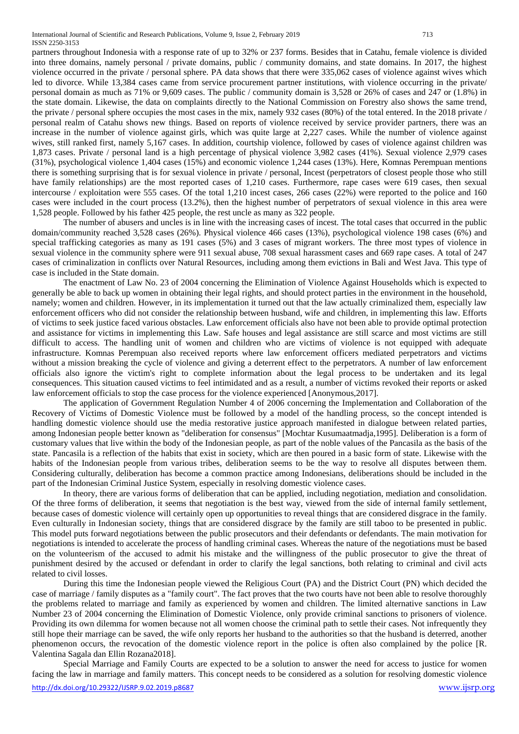partners throughout Indonesia with a response rate of up to 32% or 237 forms. Besides that in Catahu, female violence is divided into three domains, namely personal / private domains, public / community domains, and state domains. In 2017, the highest violence occurred in the private / personal sphere. PA data shows that there were 335,062 cases of violence against wives which led to divorce. While 13,384 cases came from service procurement partner institutions, with violence occurring in the private/ personal domain as much as 71% or 9,609 cases. The public / community domain is 3,528 or 26% of cases and 247 or (1.8%) in the state domain. Likewise, the data on complaints directly to the National Commission on Forestry also shows the same trend, the private / personal sphere occupies the most cases in the mix, namely 932 cases (80%) of the total entered. In the 2018 private / personal realm of Catahu shows new things. Based on reports of violence received by service provider partners, there was an increase in the number of violence against girls, which was quite large at 2,227 cases. While the number of violence against wives, still ranked first, namely 5,167 cases. In addition, courtship violence, followed by cases of violence against children was 1,873 cases. Private / personal land is a high percentage of physical violence 3,982 cases (41%). Sexual violence 2,979 cases (31%), psychological violence 1,404 cases (15%) and economic violence 1,244 cases (13%). Here, Komnas Perempuan mentions there is something surprising that is for sexual violence in private / personal, Incest (perpetrators of closest people those who still have family relationships) are the most reported cases of 1,210 cases. Furthermore, rape cases were 619 cases, then sexual intercourse / exploitation were 555 cases. Of the total 1,210 incest cases, 266 cases (22%) were reported to the police and 160 cases were included in the court process (13.2%), then the highest number of perpetrators of sexual violence in this area were 1,528 people. Followed by his father 425 people, the rest uncle as many as 322 people.

The number of abusers and uncles is in line with the increasing cases of incest. The total cases that occurred in the public domain/community reached 3,528 cases (26%). Physical violence 466 cases (13%), psychological violence 198 cases (6%) and special trafficking categories as many as 191 cases (5%) and 3 cases of migrant workers. The three most types of violence in sexual violence in the community sphere were 911 sexual abuse, 708 sexual harassment cases and 669 rape cases. A total of 247 cases of criminalization in conflicts over Natural Resources, including among them evictions in Bali and West Java. This type of case is included in the State domain.

The enactment of Law No. 23 of 2004 concerning the Elimination of Violence Against Households which is expected to generally be able to back up women in obtaining their legal rights, and should protect parties in the environment in the household, namely; women and children. However, in its implementation it turned out that the law actually criminalized them, especially law enforcement officers who did not consider the relationship between husband, wife and children, in implementing this law. Efforts of victims to seek justice faced various obstacles. Law enforcement officials also have not been able to provide optimal protection and assistance for victims in implementing this Law. Safe houses and legal assistance are still scarce and most victims are still difficult to access. The handling unit of women and children who are victims of violence is not equipped with adequate infrastructure. Komnas Perempuan also received reports where law enforcement officers mediated perpetrators and victims without a mission breaking the cycle of violence and giving a deterrent effect to the perpetrators. A number of law enforcement officials also ignore the victim's right to complete information about the legal process to be undertaken and its legal consequences. This situation caused victims to feel intimidated and as a result, a number of victims revoked their reports or asked law enforcement officials to stop the case process for the violence experienced [Anonymous,2017].

The application of Government Regulation Number 4 of 2006 concerning the Implementation and Collaboration of the Recovery of Victims of Domestic Violence must be followed by a model of the handling process, so the concept intended is handling domestic violence should use the media restorative justice approach manifested in dialogue between related parties, among Indonesian people better known as "deliberation for consensus" [Mochtar Kusumaatmadja,1995]. Deliberation is a form of customary values that live within the body of the Indonesian people, as part of the noble values of the Pancasila as the basis of the state. Pancasila is a reflection of the habits that exist in society, which are then poured in a basic form of state. Likewise with the habits of the Indonesian people from various tribes, deliberation seems to be the way to resolve all disputes between them. Considering culturally, deliberation has become a common practice among Indonesians, deliberations should be included in the part of the Indonesian Criminal Justice System, especially in resolving domestic violence cases.

In theory, there are various forms of deliberation that can be applied, including negotiation, mediation and consolidation. Of the three forms of deliberation, it seems that negotiation is the best way, viewed from the side of internal family settlement, because cases of domestic violence will certainly open up opportunities to reveal things that are considered disgrace in the family. Even culturally in Indonesian society, things that are considered disgrace by the family are still taboo to be presented in public. This model puts forward negotiations between the public prosecutors and their defendants or defendants. The main motivation for negotiations is intended to accelerate the process of handling criminal cases. Whereas the nature of the negotiations must be based on the volunteerism of the accused to admit his mistake and the willingness of the public prosecutor to give the threat of punishment desired by the accused or defendant in order to clarify the legal sanctions, both relating to criminal and civil acts related to civil losses.

During this time the Indonesian people viewed the Religious Court (PA) and the District Court (PN) which decided the case of marriage / family disputes as a "family court". The fact proves that the two courts have not been able to resolve thoroughly the problems related to marriage and family as experienced by women and children. The limited alternative sanctions in Law Number 23 of 2004 concerning the Elimination of Domestic Violence, only provide criminal sanctions to prisoners of violence. Providing its own dilemma for women because not all women choose the criminal path to settle their cases. Not infrequently they still hope their marriage can be saved, the wife only reports her husband to the authorities so that the husband is deterred, another phenomenon occurs, the revocation of the domestic violence report in the police is often also complained by the police [R. Valentina Sagala dan Ellin Rozana2018].

Special Marriage and Family Courts are expected to be a solution to answer the need for access to justice for women facing the law in marriage and family matters. This concept needs to be considered as a solution for resolving domestic violence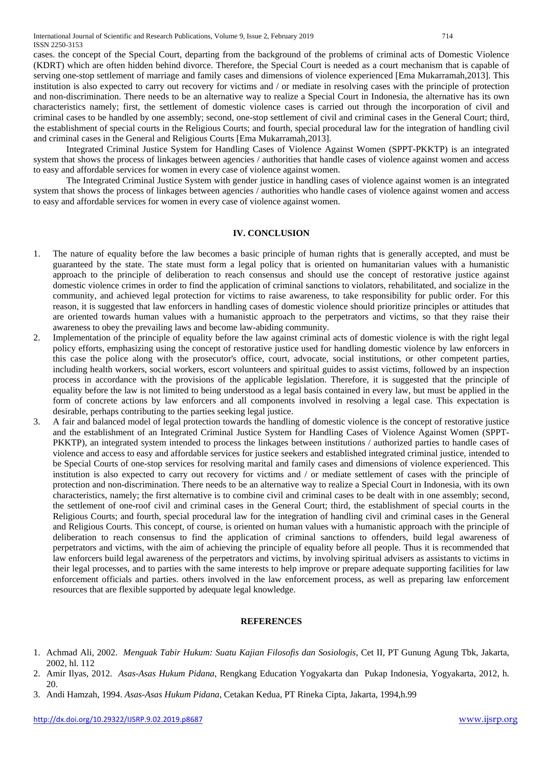cases. the concept of the Special Court, departing from the background of the problems of criminal acts of Domestic Violence (KDRT) which are often hidden behind divorce. Therefore, the Special Court is needed as a court mechanism that is capable of serving one-stop settlement of marriage and family cases and dimensions of violence experienced [Ema Mukarramah,2013]. This institution is also expected to carry out recovery for victims and / or mediate in resolving cases with the principle of protection and non-discrimination. There needs to be an alternative way to realize a Special Court in Indonesia, the alternative has its own characteristics namely; first, the settlement of domestic violence cases is carried out through the incorporation of civil and criminal cases to be handled by one assembly; second, one-stop settlement of civil and criminal cases in the General Court; third, the establishment of special courts in the Religious Courts; and fourth, special procedural law for the integration of handling civil and criminal cases in the General and Religious Courts [Ema Mukarramah,2013].

Integrated Criminal Justice System for Handling Cases of Violence Against Women (SPPT-PKKTP) is an integrated system that shows the process of linkages between agencies / authorities that handle cases of violence against women and access to easy and affordable services for women in every case of violence against women.

The Integrated Criminal Justice System with gender justice in handling cases of violence against women is an integrated system that shows the process of linkages between agencies / authorities who handle cases of violence against women and access to easy and affordable services for women in every case of violence against women.

## IV. CONCLUSION

1. The nature of equality before the law becomes a basic principle of human rights that is generally accepted, and must be guaranteed by the state. The state must form a legal policy that is oriented on humanitarian values with a humanistic approach to the principle of deliberation to reach consensus and should use the concept of restorative justice against domestic violence crimes in order to find the application of criminal sanctions to violators, rehabilitated, and socialize in the community, and achieved legal protection for victims to raise awareness, to take responsibility for public order. For this reason, it is suggested that law enforcers in handling cases of domestic violence should prioritize principles or attitudes that are oriented towards human values with a humanistic approach to the perpetrators and victims, so that they raise their awareness to obey the prevailing laws and become law-abiding community.
2. Implementation of the principle of equality before the law against criminal acts of domestic violence is with the right legal policy efforts, emphasizing using the concept of restorative justice used for handling domestic violence by law enforcers in this case the police along with the prosecutor's office, court, advocate, social institutions, or other competent parties, including health workers, social workers, escort volunteers and spiritual guides to assist victims, followed by an inspection process in accordance with the provisions of the applicable legislation. Therefore, it is suggested that the principle of equality before the law is not limited to being understood as a legal basis contained in every law, but must be applied in the form of concrete actions by law enforcers and all components involved in resolving a legal case. This expectation is desirable, perhaps contributing to the parties seeking legal justice.
3. A fair and balanced model of legal protection towards the handling of domestic violence is the concept of restorative justice and the establishment of an Integrated Criminal Justice System for Handling Cases of Violence Against Women (SPPT-PKKTP), an integrated system intended to process the linkages between institutions / authorized parties to handle cases of violence and access to easy and affordable services for justice seekers and established integrated criminal justice, intended to be Special Courts of one-stop services for resolving marital and family cases and dimensions of violence experienced. This institution is also expected to carry out recovery for victims and / or mediate settlement of cases with the principle of protection and non-discrimination. There needs to be an alternative way to realize a Special Court in Indonesia, with its own characteristics, namely; the first alternative is to combine civil and criminal cases to be dealt with in one assembly; second, the settlement of one-roof civil and criminal cases in the General Court; third, the establishment of special courts in the Religious Courts; and fourth, special procedural law for the integration of handling civil and criminal cases in the General and Religious Courts. This concept, of course, is oriented on human values with a humanistic approach with the principle of deliberation to reach consensus to find the application of criminal sanctions to offenders, build legal awareness of perpetrators and victims, with the aim of achieving the principle of equality before all people. Thus it is recommended that law enforcers build legal awareness of the perpetrators and victims, by involving spiritual advisers as assistants to victims in their legal processes, and to parties with the same interests to help improve or prepare adequate supporting facilities for law enforcement officials and parties. others involved in the law enforcement process, as well as preparing law enforcement resources that are flexible supported by adequate legal knowledge.

## REFERENCES

1. Achmad Ali, 2002. *Menguak Tabir Hukum: Suatu Kajian Filosofis dan Sosiologis*, Cet II, PT Gunung Agung Tbk, Jakarta, 2002, hl. 112
2. Amir Ilyas, 2012. *Asas-Asas Hukum Pidana*, Rengkang Education Yogyakarta dan Pukap Indonesia, Yogyakarta, 2012, h. 20.
3. Andi Hamzah, 1994. *Asas-Asas Hukum Pidana,* Cetakan Kedua, PT Rineka Cipta, Jakarta, 1994,h.99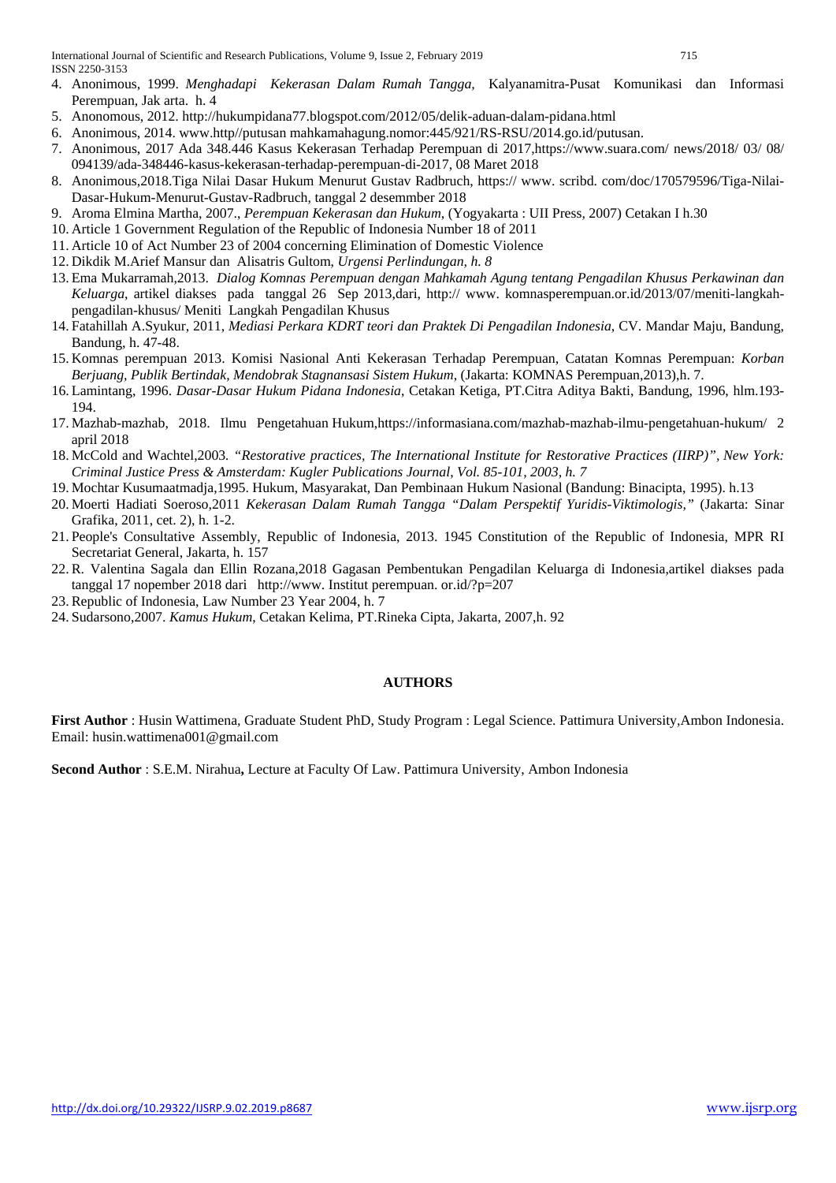4. Anonimous, 1999. *Menghadapi Kekerasan Dalam Rumah Tangga,* Kalyanamitra-Pusat Komunikasi dan Informasi Perempuan, Jak arta. h. 4
5. Anonomous, 2012. http://hukumpidana77.blogspot.com/2012/05/delik-aduan-dalam-pidana.html
6. Anonimous, 2014. www.http//putusan mahkamahagung.nomor:445/921/RS-RSU/2014.go.id/putusan.
7. Anonimous, 2017 Ada 348.446 Kasus Kekerasan Terhadap Perempuan di 2017,https://www.suara.com/ news/2018/ 03/ 08/ 094139/ada-348446-kasus-kekerasan-terhadap-perempuan-di-2017, 08 Maret 2018
8. Anonimous,2018.Tiga Nilai Dasar Hukum Menurut Gustav Radbruch, https:// www. scribd. com/doc/170579596/Tiga-Nilai-Dasar-Hukum-Menurut-Gustav-Radbruch, tanggal 2 desemmber 2018
9. Aroma Elmina Martha, 2007., *Perempuan Kekerasan dan Hukum*, (Yogyakarta : UII Press, 2007) Cetakan I h.30
10. Article 1 Government Regulation of the Republic of Indonesia Number 18 of 2011
11. Article 10 of Act Number 23 of 2004 concerning Elimination of Domestic Violence
12. Dikdik M.Arief Mansur dan Alisatris Gultom, *Urgensi Perlindungan, h. 8*
13. Ema Mukarramah,2013. *Dialog Komnas Perempuan dengan Mahkamah Agung tentang Pengadilan Khusus Perkawinan dan Keluarga*, artikel diakses pada tanggal 26 Sep 2013,dari, http:// www. komnasperempuan.or.id/2013/07/meniti-langkah-pengadilan-khusus/ Meniti Langkah Pengadilan Khusus
14. Fatahillah A.Syukur, 2011, *Mediasi Perkara KDRT teori dan Praktek Di Pengadilan Indonesia*, CV. Mandar Maju, Bandung, Bandung, h. 47-48.
15. Komnas perempuan 2013. Komisi Nasional Anti Kekerasan Terhadap Perempuan, Catatan Komnas Perempuan: *Korban Berjuang, Publik Bertindak, Mendobrak Stagnansasi Sistem Hukum*, (Jakarta: KOMNAS Perempuan,2013),h. 7.
16. Lamintang, 1996. *Dasar-Dasar Hukum Pidana Indonesia*, Cetakan Ketiga, PT.Citra Aditya Bakti, Bandung, 1996, hlm.193-194.
17. Mazhab-mazhab, 2018. Ilmu Pengetahuan Hukum,https://informasiana.com/mazhab-mazhab-ilmu-pengetahuan-hukum/ 2 april 2018
18. McCold and Wachtel,2003. *"Restorative practices, The International Institute for Restorative Practices (IIRP)", New York: Criminal Justice Press & Amsterdam: Kugler Publications Journal, Vol. 85-101, 2003, h. 7*
19. Mochtar Kusumaatmadja,1995. Hukum, Masyarakat, Dan Pembinaan Hukum Nasional (Bandung: Binacipta, 1995). h.13
20. Moerti Hadiati Soeroso,2011 *Kekerasan Dalam Rumah Tangga "Dalam Perspektif Yuridis-Viktimologis,"* (Jakarta: Sinar Grafika, 2011, cet. 2), h. 1-2.
21. People's Consultative Assembly, Republic of Indonesia, 2013. 1945 Constitution of the Republic of Indonesia, MPR RI Secretariat General, Jakarta, h. 157
22. R. Valentina Sagala dan Ellin Rozana,2018 Gagasan Pembentukan Pengadilan Keluarga di Indonesia,artikel diakses pada tanggal 17 nopember 2018 dari http://www. Institut perempuan. or.id/?p=207
23. Republic of Indonesia, Law Number 23 Year 2004, h. 7
24. Sudarsono,2007. *Kamus Hukum*, Cetakan Kelima, PT.Rineka Cipta, Jakarta, 2007,h. 92

## AUTHORS

**First Author** : Husin Wattimena, Graduate Student PhD, Study Program : Legal Science. Pattimura University,Ambon Indonesia. Email: husin.wattimena001@gmail.com

**Second Author** : S.E.M. Nirahua**,** Lecture at Faculty Of Law. Pattimura University, Ambon Indonesia